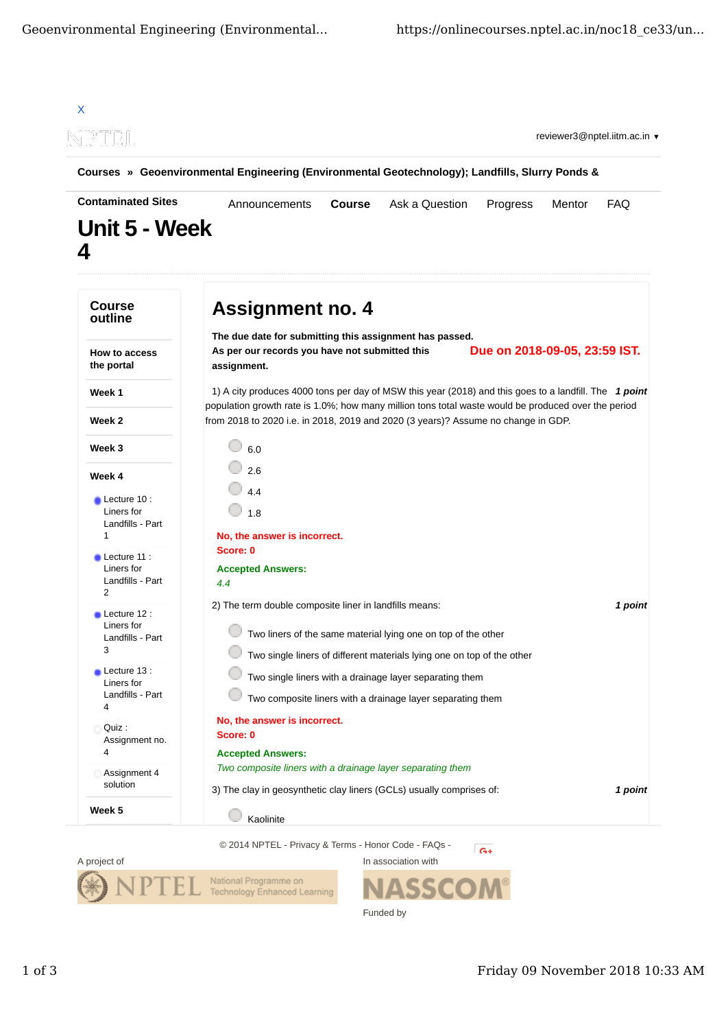X

reviewer3@nptel.iitm.ac.in ▾

**Courses** » **Geoenvironmental Engineering (Environmental Geotechnology); Landfills, Slurry Ponds & Contaminated Sites**

Announcements **Course** Ask a Question Progress Mentor FAQ

# Unit 5 - Week 4

## Course outline

- **How to access the portal**
- **Week 1**
- **Week 2**
- **Week 3**
- **Week 4**
  - Lecture 10 : Liners for Landfills - Part 1
  - Lecture 11 : Liners for Landfills - Part 2
  - Lecture 12 : Liners for Landfills - Part 3
  - Lecture 13 : Liners for Landfills - Part 4
  - Quiz : Assignment no. 4
  - Assignment 4 solution
- **Week 5**

## Assignment no. 4

**The due date for submitting this assignment has passed.**
**As per our records you have not submitted this assignment.**

**Due on 2018-09-05, 23:59 IST.**

1) A city produces 4000 tons per day of MSW this year (2018) and this goes to a landfill. The population growth rate is 1.0%; how many million tons total waste would be produced over the period from 2018 to 2020 i.e. in 2018, 2019 and 2020 (3 years)? Assume no change in GDP. ***1 point***

- 6.0
- 2.6
- 4.4
- 1.8

**No, the answer is incorrect.**
**Score: 0**

**Accepted Answers:**
*4.4*

2) The term double composite liner in landfills means: ***1 point***

- Two liners of the same material lying one on top of the other
- Two single liners of different materials lying one on top of the other
- Two single liners with a drainage layer separating them
- Two composite liners with a drainage layer separating them

**No, the answer is incorrect.**
**Score: 0**

**Accepted Answers:**
*Two composite liners with a drainage layer separating them*

3) The clay in geosynthetic clay liners (GCLs) usually comprises of: ***1 point***

- Kaolinite

© 2014 NPTEL - Privacy & Terms - Honor Code - FAQs -

A project of

In association with

Funded by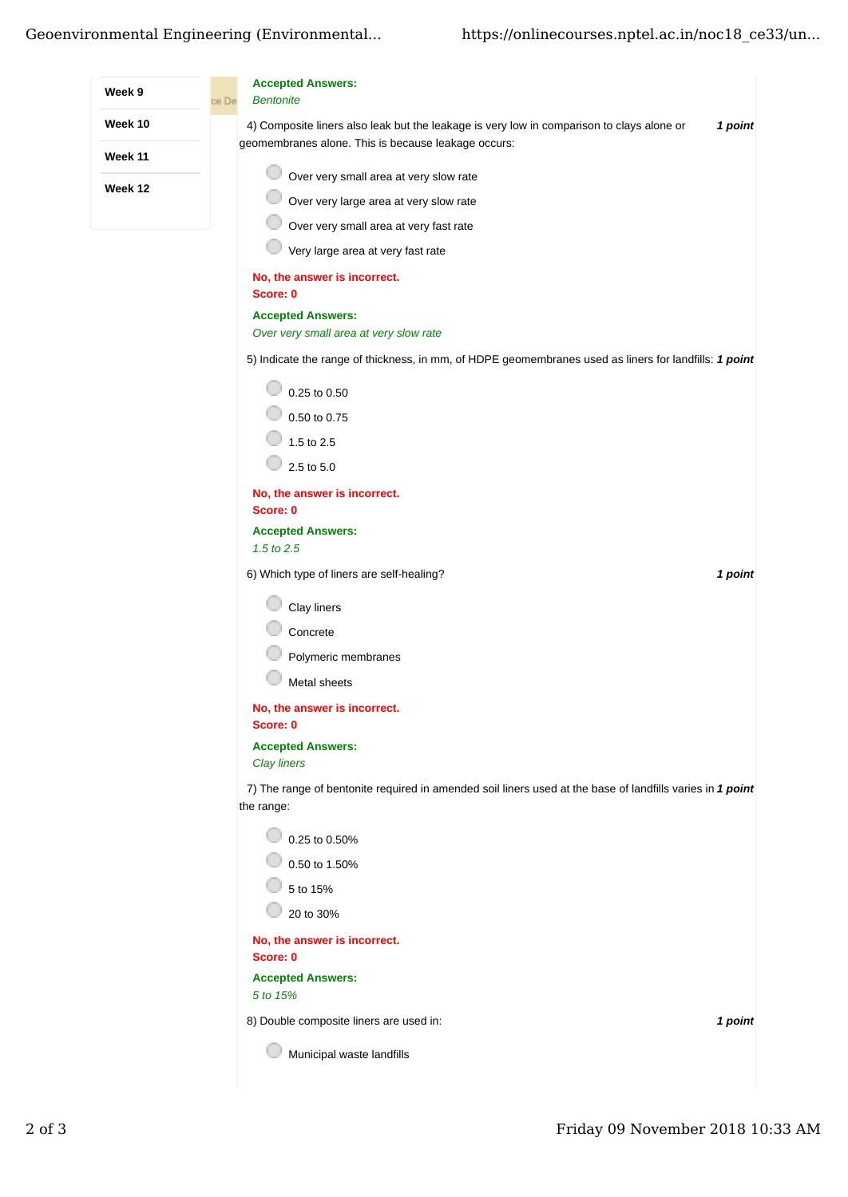- Week 9
- Week 10
- Week 11
- Week 12

**Accepted Answers:**
*Bentonite*

4) Composite liners also leak but the leakage is very low in comparison to clays alone or geomembranes alone. This is because leakage occurs: ***1 point***

- Over very small area at very slow rate
- Over very large area at very slow rate
- Over very small area at very fast rate
- Very large area at very fast rate

**No, the answer is incorrect.**
**Score: 0**

**Accepted Answers:**
*Over very small area at very slow rate*

5) Indicate the range of thickness, in mm, of HDPE geomembranes used as liners for landfills: ***1 point***

- 0.25 to 0.50
- 0.50 to 0.75
- 1.5 to 2.5
- 2.5 to 5.0

**No, the answer is incorrect.**
**Score: 0**

**Accepted Answers:**
*1.5 to 2.5*

6) Which type of liners are self-healing? ***1 point***

- Clay liners
- Concrete
- Polymeric membranes
- Metal sheets

**No, the answer is incorrect.**
**Score: 0**

**Accepted Answers:**
*Clay liners*

7) The range of bentonite required in amended soil liners used at the base of landfills varies in the range: ***1 point***

- 0.25 to 0.50%
- 0.50 to 1.50%
- 5 to 15%
- 20 to 30%

**No, the answer is incorrect.**
**Score: 0**

**Accepted Answers:**
*5 to 15%*

8) Double composite liners are used in: ***1 point***

- Municipal waste landfills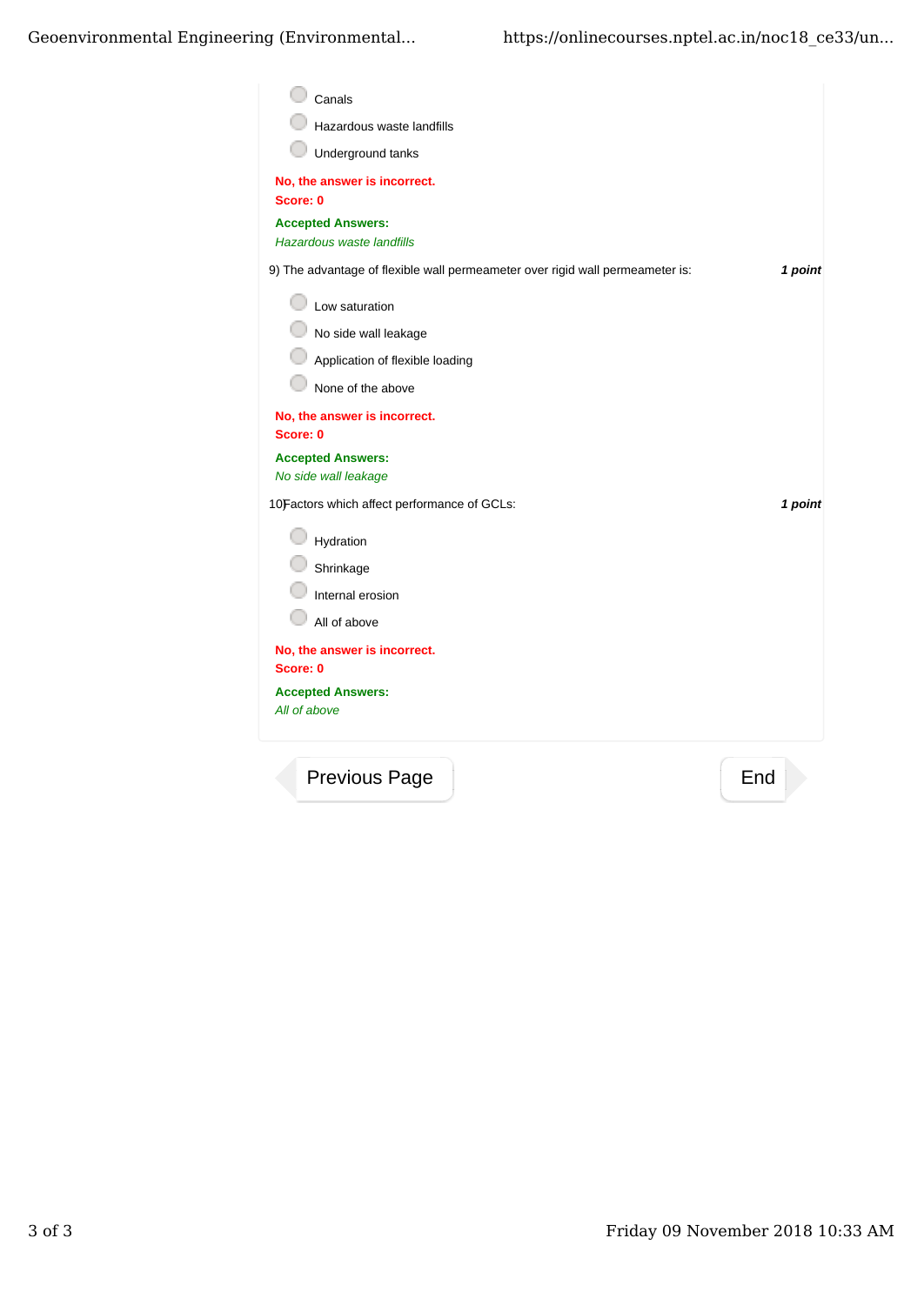- Canals
- Hazardous waste landfills
- Underground tanks

**No, the answer is incorrect.**
**Score: 0**

**Accepted Answers:**
*Hazardous waste landfills*

9) The advantage of flexible wall permeameter over rigid wall permeameter is: ***1 point***

- Low saturation
- No side wall leakage
- Application of flexible loading
- None of the above

**No, the answer is incorrect.**
**Score: 0**

**Accepted Answers:**
*No side wall leakage*

10) Factors which affect performance of GCLs: ***1 point***

- Hydration
- Shrinkage
- Internal erosion
- All of above

**No, the answer is incorrect.**
**Score: 0**

**Accepted Answers:**
*All of above*

Previous Page | End